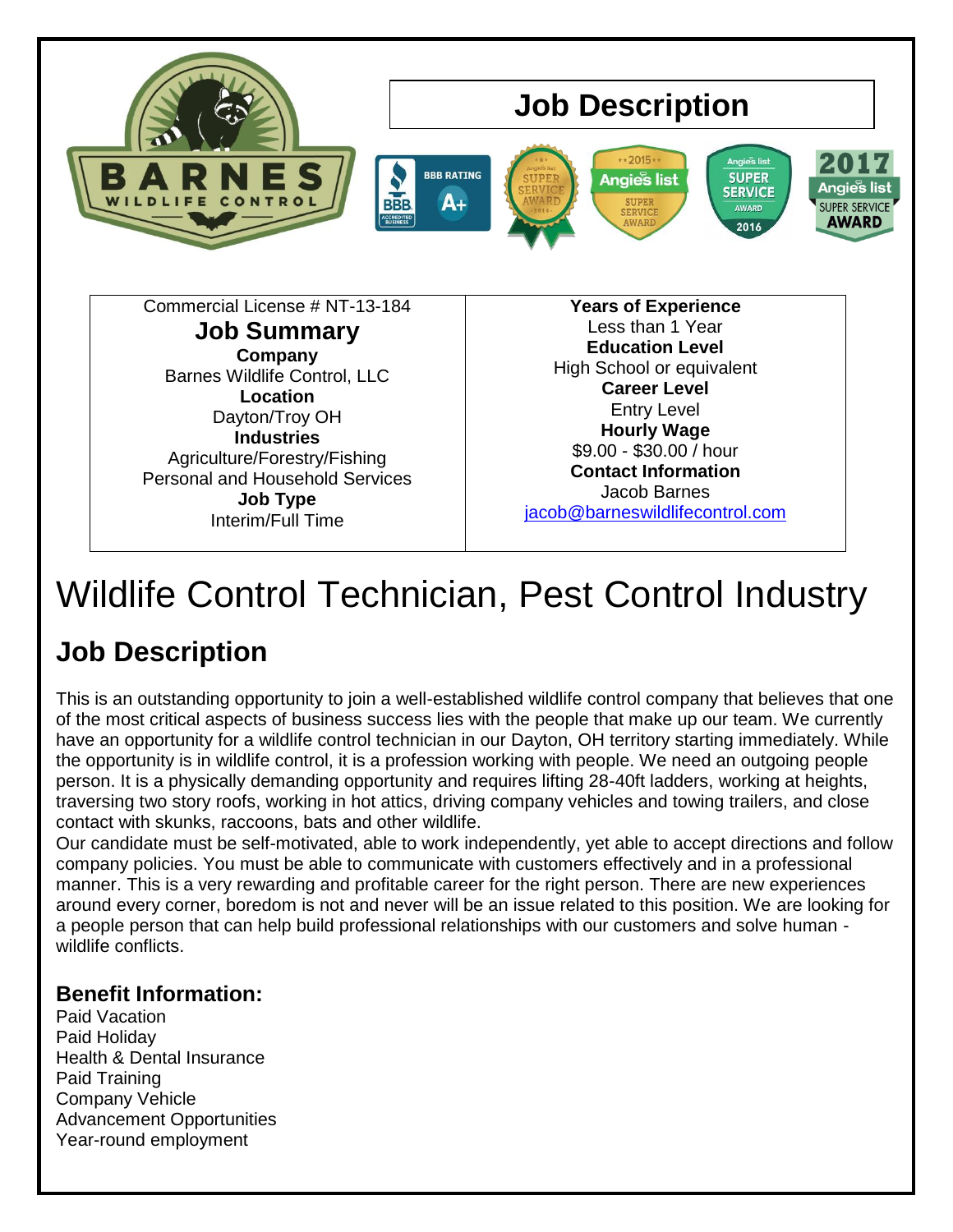# Job Description

Commercial License # NT-13-184

## Job Summary

**Company**
Barnes Wildlife Control, LLC

**Location**
Dayton/Troy OH

**Industries**
Agriculture/Forestry/Fishing
Personal and Household Services

**Job Type**
Interim/Full Time

**Years of Experience**
Less than 1 Year

**Education Level**
High School or equivalent

**Career Level**
Entry Level

**Hourly Wage**
$9.00 - $30.00 / hour

**Contact Information**
Jacob Barnes
jacob@barneswildlifecontrol.com

# Wildlife Control Technician, Pest Control Industry

## Job Description

This is an outstanding opportunity to join a well-established wildlife control company that believes that one of the most critical aspects of business success lies with the people that make up our team. We currently have an opportunity for a wildlife control technician in our Dayton, OH territory starting immediately. While the opportunity is in wildlife control, it is a profession working with people. We need an outgoing people person. It is a physically demanding opportunity and requires lifting 28-40ft ladders, working at heights, traversing two story roofs, working in hot attics, driving company vehicles and towing trailers, and close contact with skunks, raccoons, bats and other wildlife.

Our candidate must be self-motivated, able to work independently, yet able to accept directions and follow company policies. You must be able to communicate with customers effectively and in a professional manner. This is a very rewarding and profitable career for the right person. There are new experiences around every corner, boredom is not and never will be an issue related to this position. We are looking for a people person that can help build professional relationships with our customers and solve human - wildlife conflicts.

### Benefit Information:

Paid Vacation
Paid Holiday
Health & Dental Insurance
Paid Training
Company Vehicle
Advancement Opportunities
Year-round employment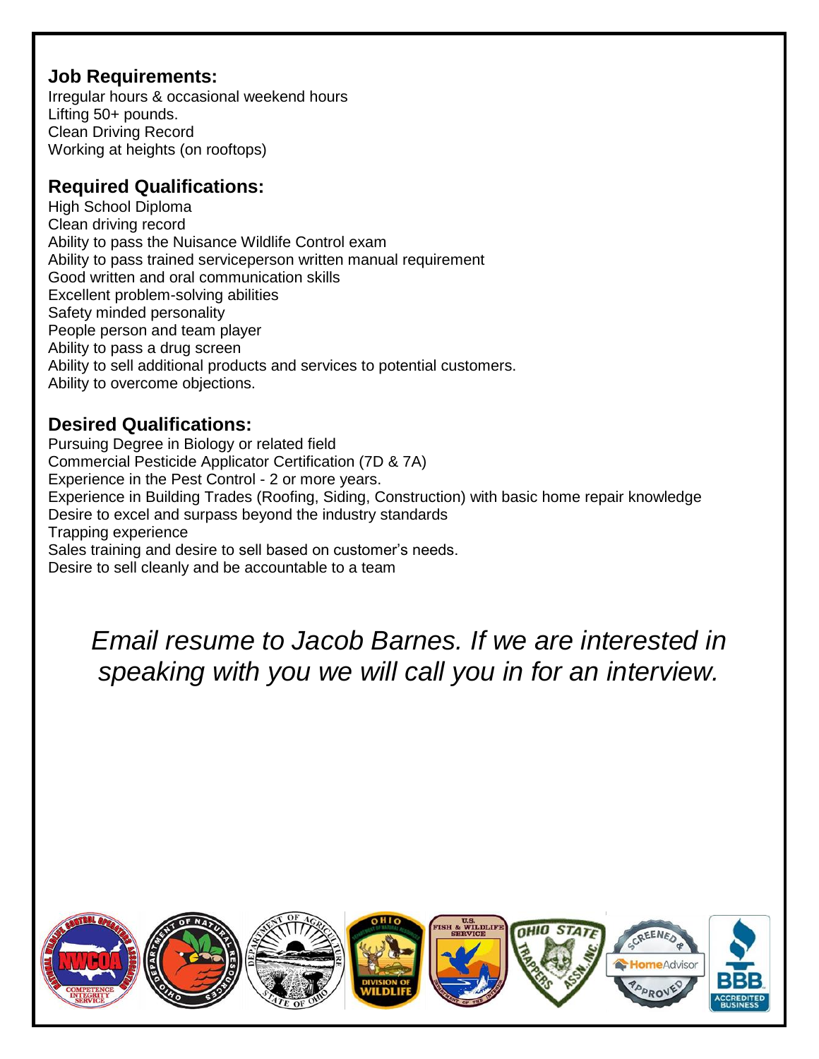## Job Requirements:

Irregular hours & occasional weekend hours
Lifting 50+ pounds.
Clean Driving Record
Working at heights (on rooftops)

## Required Qualifications:

High School Diploma
Clean driving record
Ability to pass the Nuisance Wildlife Control exam
Ability to pass trained serviceperson written manual requirement
Good written and oral communication skills
Excellent problem-solving abilities
Safety minded personality
People person and team player
Ability to pass a drug screen
Ability to sell additional products and services to potential customers.
Ability to overcome objections.

## Desired Qualifications:

Pursuing Degree in Biology or related field
Commercial Pesticide Applicator Certification (7D & 7A)
Experience in the Pest Control - 2 or more years.
Experience in Building Trades (Roofing, Siding, Construction) with basic home repair knowledge
Desire to excel and surpass beyond the industry standards
Trapping experience
Sales training and desire to sell based on customer's needs.
Desire to sell cleanly and be accountable to a team

*Email resume to Jacob Barnes. If we are interested in speaking with you we will call you in for an interview.*